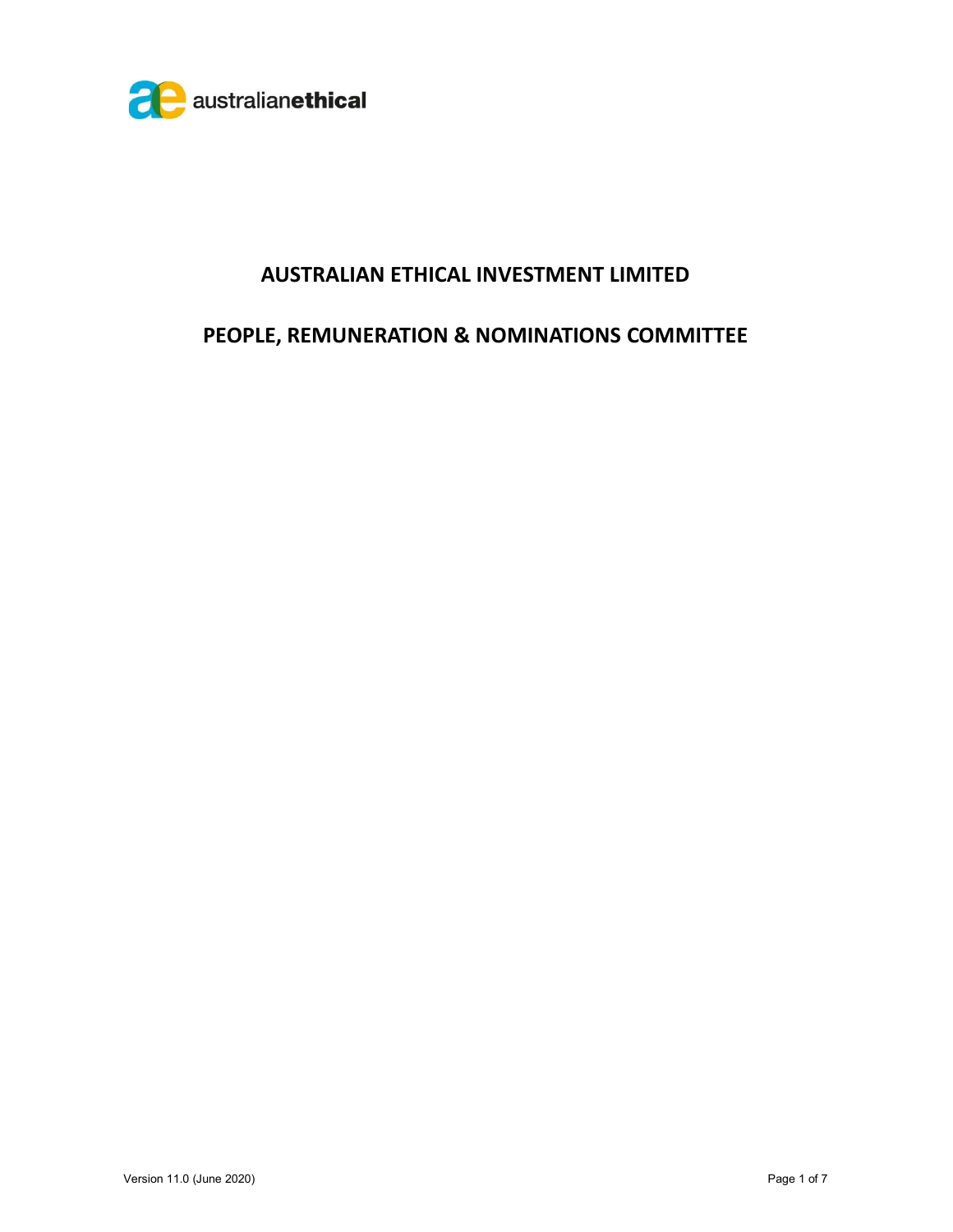australianethical

# AUSTRALIAN ETHICAL INVESTMENT LIMITED

# PEOPLE, REMUNERATION & NOMINATIONS COMMITTEE

Version 11.0 (June 2020)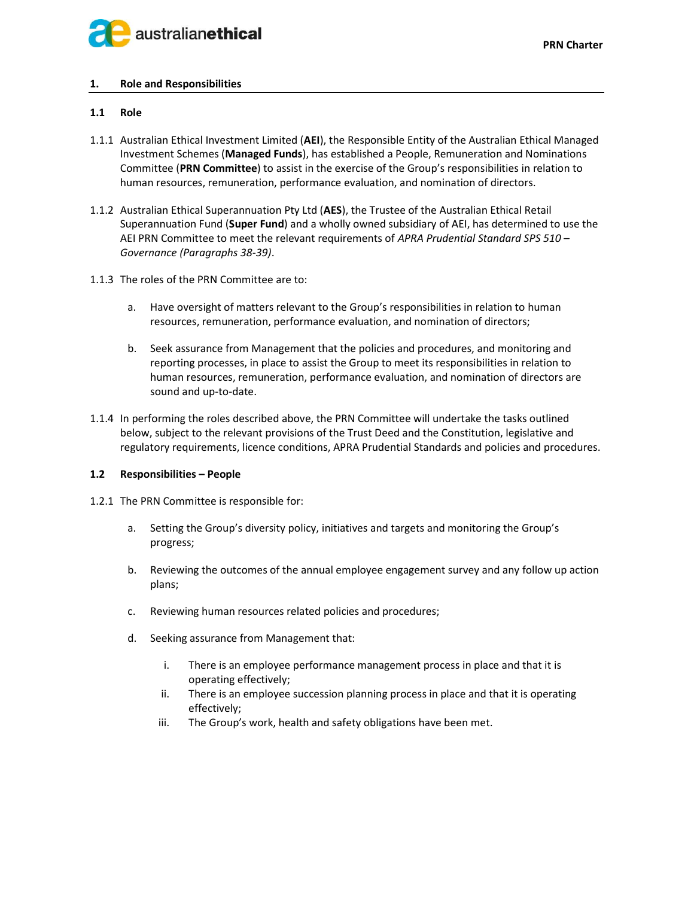## 1. Role and Responsibilities

### 1.1 Role

1.1.1 Australian Ethical Investment Limited (**AEI**), the Responsible Entity of the Australian Ethical Managed Investment Schemes (**Managed Funds**), has established a People, Remuneration and Nominations Committee (**PRN Committee**) to assist in the exercise of the Group's responsibilities in relation to human resources, remuneration, performance evaluation, and nomination of directors.

1.1.2 Australian Ethical Superannuation Pty Ltd (**AES**), the Trustee of the Australian Ethical Retail Superannuation Fund (**Super Fund**) and a wholly owned subsidiary of AEI, has determined to use the AEI PRN Committee to meet the relevant requirements of *APRA Prudential Standard SPS 510 – Governance (Paragraphs 38-39)*.

1.1.3 The roles of the PRN Committee are to:

a. Have oversight of matters relevant to the Group's responsibilities in relation to human resources, remuneration, performance evaluation, and nomination of directors;

b. Seek assurance from Management that the policies and procedures, and monitoring and reporting processes, in place to assist the Group to meet its responsibilities in relation to human resources, remuneration, performance evaluation, and nomination of directors are sound and up-to-date.

1.1.4 In performing the roles described above, the PRN Committee will undertake the tasks outlined below, subject to the relevant provisions of the Trust Deed and the Constitution, legislative and regulatory requirements, licence conditions, APRA Prudential Standards and policies and procedures.

### 1.2 Responsibilities – People

1.2.1 The PRN Committee is responsible for:

a. Setting the Group's diversity policy, initiatives and targets and monitoring the Group's progress;

b. Reviewing the outcomes of the annual employee engagement survey and any follow up action plans;

c. Reviewing human resources related policies and procedures;

d. Seeking assurance from Management that:

   i. There is an employee performance management process in place and that it is operating effectively;
   
   ii. There is an employee succession planning process in place and that it is operating effectively;
   
   iii. The Group's work, health and safety obligations have been met.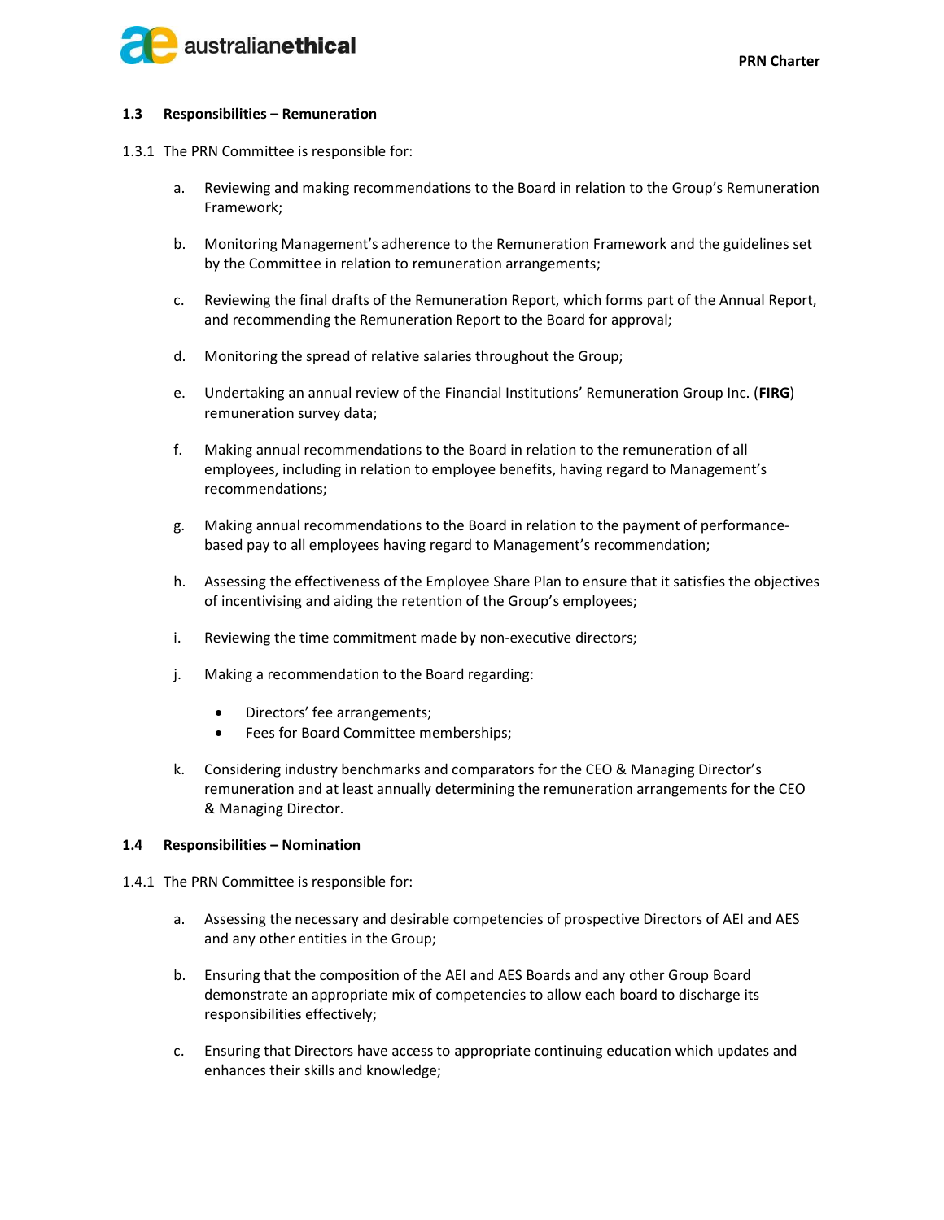### 1.3 Responsibilities – Remuneration

1.3.1 The PRN Committee is responsible for:

a. Reviewing and making recommendations to the Board in relation to the Group's Remuneration Framework;

b. Monitoring Management's adherence to the Remuneration Framework and the guidelines set by the Committee in relation to remuneration arrangements;

c. Reviewing the final drafts of the Remuneration Report, which forms part of the Annual Report, and recommending the Remuneration Report to the Board for approval;

d. Monitoring the spread of relative salaries throughout the Group;

e. Undertaking an annual review of the Financial Institutions' Remuneration Group Inc. (**FIRG**) remuneration survey data;

f. Making annual recommendations to the Board in relation to the remuneration of all employees, including in relation to employee benefits, having regard to Management's recommendations;

g. Making annual recommendations to the Board in relation to the payment of performance-based pay to all employees having regard to Management's recommendation;

h. Assessing the effectiveness of the Employee Share Plan to ensure that it satisfies the objectives of incentivising and aiding the retention of the Group's employees;

i. Reviewing the time commitment made by non-executive directors;

j. Making a recommendation to the Board regarding:

- Directors' fee arrangements;
- Fees for Board Committee memberships;

k. Considering industry benchmarks and comparators for the CEO & Managing Director's remuneration and at least annually determining the remuneration arrangements for the CEO & Managing Director.

### 1.4 Responsibilities – Nomination

1.4.1 The PRN Committee is responsible for:

a. Assessing the necessary and desirable competencies of prospective Directors of AEI and AES and any other entities in the Group;

b. Ensuring that the composition of the AEI and AES Boards and any other Group Board demonstrate an appropriate mix of competencies to allow each board to discharge its responsibilities effectively;

c. Ensuring that Directors have access to appropriate continuing education which updates and enhances their skills and knowledge;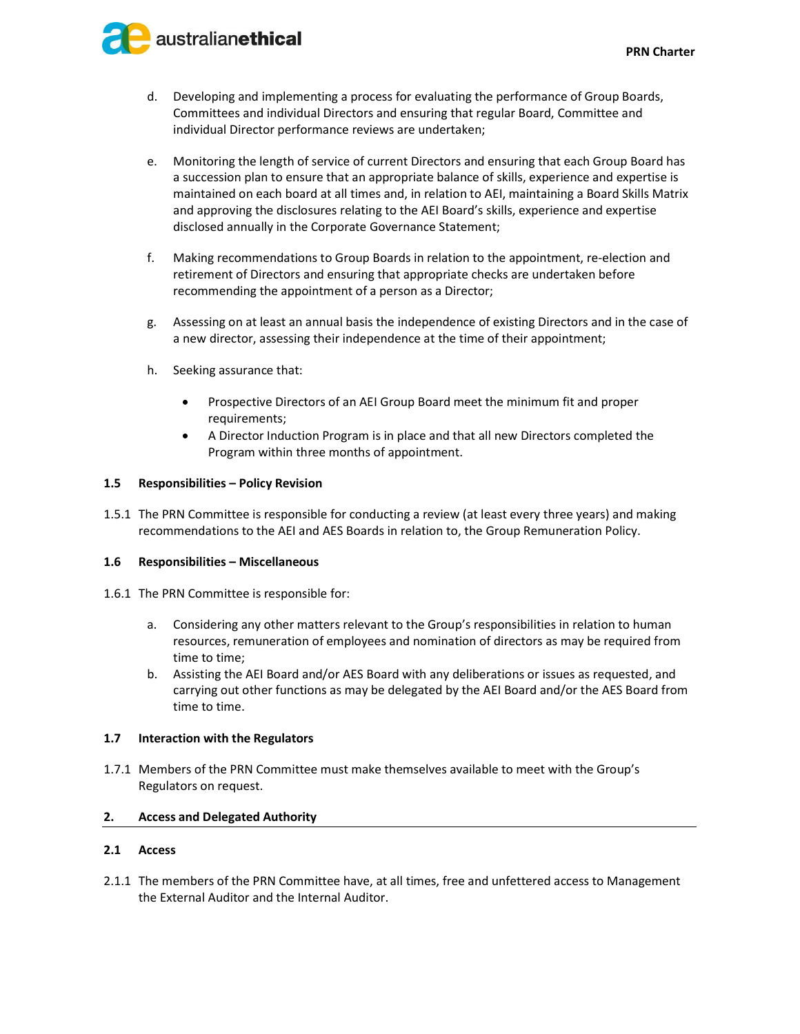d. Developing and implementing a process for evaluating the performance of Group Boards, Committees and individual Directors and ensuring that regular Board, Committee and individual Director performance reviews are undertaken;

e. Monitoring the length of service of current Directors and ensuring that each Group Board has a succession plan to ensure that an appropriate balance of skills, experience and expertise is maintained on each board at all times and, in relation to AEI, maintaining a Board Skills Matrix and approving the disclosures relating to the AEI Board's skills, experience and expertise disclosed annually in the Corporate Governance Statement;

f. Making recommendations to Group Boards in relation to the appointment, re-election and retirement of Directors and ensuring that appropriate checks are undertaken before recommending the appointment of a person as a Director;

g. Assessing on at least an annual basis the independence of existing Directors and in the case of a new director, assessing their independence at the time of their appointment;

h. Seeking assurance that:

- Prospective Directors of an AEI Group Board meet the minimum fit and proper requirements;
- A Director Induction Program is in place and that all new Directors completed the Program within three months of appointment.

### 1.5 Responsibilities – Policy Revision

1.5.1 The PRN Committee is responsible for conducting a review (at least every three years) and making recommendations to the AEI and AES Boards in relation to, the Group Remuneration Policy.

### 1.6 Responsibilities – Miscellaneous

1.6.1 The PRN Committee is responsible for:

a. Considering any other matters relevant to the Group's responsibilities in relation to human resources, remuneration of employees and nomination of directors as may be required from time to time;

b. Assisting the AEI Board and/or AES Board with any deliberations or issues as requested, and carrying out other functions as may be delegated by the AEI Board and/or the AES Board from time to time.

### 1.7 Interaction with the Regulators

1.7.1 Members of the PRN Committee must make themselves available to meet with the Group's Regulators on request.

## 2. Access and Delegated Authority

### 2.1 Access

2.1.1 The members of the PRN Committee have, at all times, free and unfettered access to Management the External Auditor and the Internal Auditor.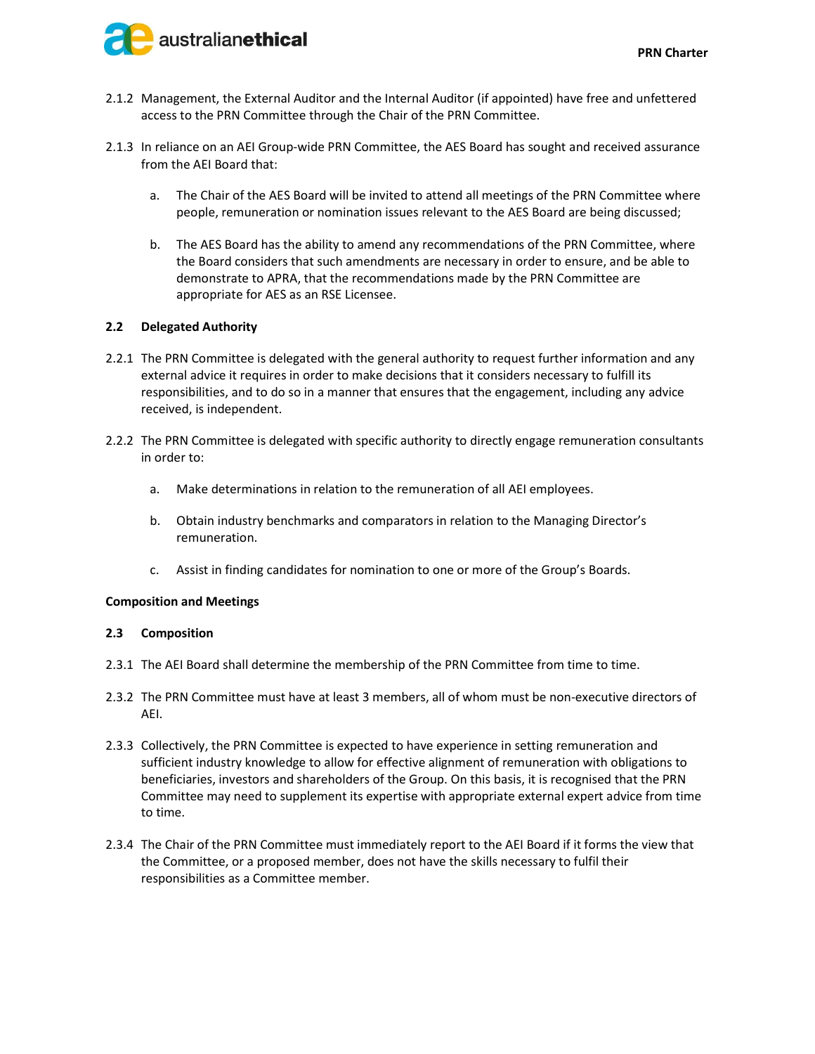2.1.2 Management, the External Auditor and the Internal Auditor (if appointed) have free and unfettered access to the PRN Committee through the Chair of the PRN Committee.

2.1.3 In reliance on an AEI Group-wide PRN Committee, the AES Board has sought and received assurance from the AEI Board that:

a. The Chair of the AES Board will be invited to attend all meetings of the PRN Committee where people, remuneration or nomination issues relevant to the AES Board are being discussed;

b. The AES Board has the ability to amend any recommendations of the PRN Committee, where the Board considers that such amendments are necessary in order to ensure, and be able to demonstrate to APRA, that the recommendations made by the PRN Committee are appropriate for AES as an RSE Licensee.

### 2.2 Delegated Authority

2.2.1 The PRN Committee is delegated with the general authority to request further information and any external advice it requires in order to make decisions that it considers necessary to fulfill its responsibilities, and to do so in a manner that ensures that the engagement, including any advice received, is independent.

2.2.2 The PRN Committee is delegated with specific authority to directly engage remuneration consultants in order to:

a. Make determinations in relation to the remuneration of all AEI employees.

b. Obtain industry benchmarks and comparators in relation to the Managing Director's remuneration.

c. Assist in finding candidates for nomination to one or more of the Group's Boards.

## Composition and Meetings

### 2.3 Composition

2.3.1 The AEI Board shall determine the membership of the PRN Committee from time to time.

2.3.2 The PRN Committee must have at least 3 members, all of whom must be non-executive directors of AEI.

2.3.3 Collectively, the PRN Committee is expected to have experience in setting remuneration and sufficient industry knowledge to allow for effective alignment of remuneration with obligations to beneficiaries, investors and shareholders of the Group. On this basis, it is recognised that the PRN Committee may need to supplement its expertise with appropriate external expert advice from time to time.

2.3.4 The Chair of the PRN Committee must immediately report to the AEI Board if it forms the view that the Committee, or a proposed member, does not have the skills necessary to fulfil their responsibilities as a Committee member.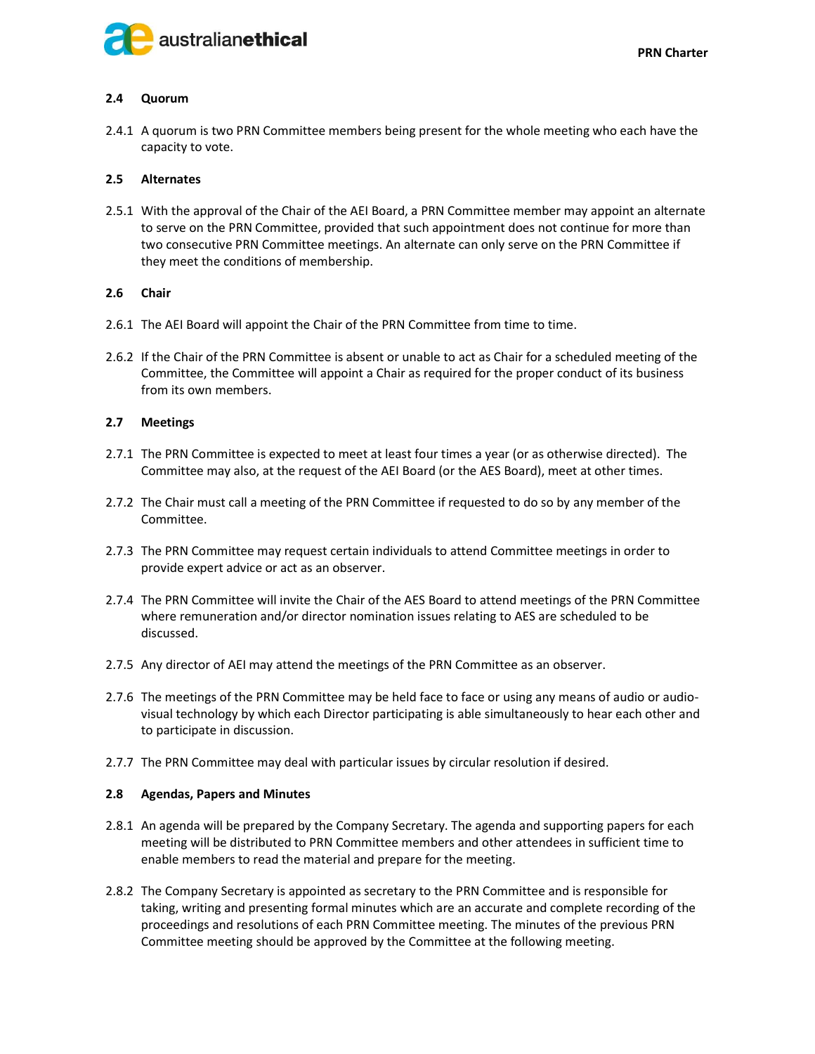### 2.4 Quorum

2.4.1 A quorum is two PRN Committee members being present for the whole meeting who each have the capacity to vote.

### 2.5 Alternates

2.5.1 With the approval of the Chair of the AEI Board, a PRN Committee member may appoint an alternate to serve on the PRN Committee, provided that such appointment does not continue for more than two consecutive PRN Committee meetings. An alternate can only serve on the PRN Committee if they meet the conditions of membership.

### 2.6 Chair

2.6.1 The AEI Board will appoint the Chair of the PRN Committee from time to time.

2.6.2 If the Chair of the PRN Committee is absent or unable to act as Chair for a scheduled meeting of the Committee, the Committee will appoint a Chair as required for the proper conduct of its business from its own members.

### 2.7 Meetings

2.7.1 The PRN Committee is expected to meet at least four times a year (or as otherwise directed). The Committee may also, at the request of the AEI Board (or the AES Board), meet at other times.

2.7.2 The Chair must call a meeting of the PRN Committee if requested to do so by any member of the Committee.

2.7.3 The PRN Committee may request certain individuals to attend Committee meetings in order to provide expert advice or act as an observer.

2.7.4 The PRN Committee will invite the Chair of the AES Board to attend meetings of the PRN Committee where remuneration and/or director nomination issues relating to AES are scheduled to be discussed.

2.7.5 Any director of AEI may attend the meetings of the PRN Committee as an observer.

2.7.6 The meetings of the PRN Committee may be held face to face or using any means of audio or audio-visual technology by which each Director participating is able simultaneously to hear each other and to participate in discussion.

2.7.7 The PRN Committee may deal with particular issues by circular resolution if desired.

### 2.8 Agendas, Papers and Minutes

2.8.1 An agenda will be prepared by the Company Secretary. The agenda and supporting papers for each meeting will be distributed to PRN Committee members and other attendees in sufficient time to enable members to read the material and prepare for the meeting.

2.8.2 The Company Secretary is appointed as secretary to the PRN Committee and is responsible for taking, writing and presenting formal minutes which are an accurate and complete recording of the proceedings and resolutions of each PRN Committee meeting. The minutes of the previous PRN Committee meeting should be approved by the Committee at the following meeting.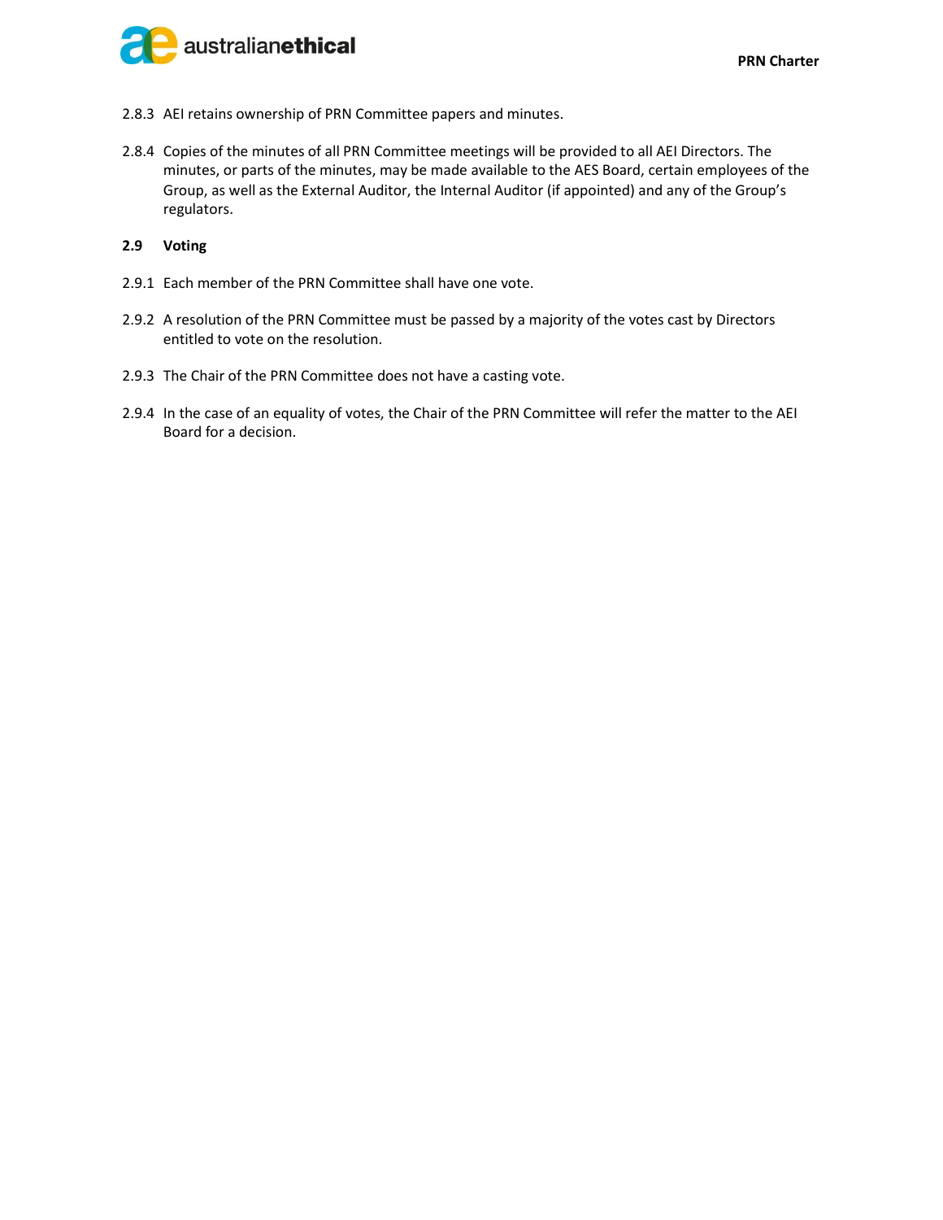2.8.3 AEI retains ownership of PRN Committee papers and minutes.

2.8.4 Copies of the minutes of all PRN Committee meetings will be provided to all AEI Directors. The minutes, or parts of the minutes, may be made available to the AES Board, certain employees of the Group, as well as the External Auditor, the Internal Auditor (if appointed) and any of the Group's regulators.

### 2.9 Voting

2.9.1 Each member of the PRN Committee shall have one vote.

2.9.2 A resolution of the PRN Committee must be passed by a majority of the votes cast by Directors entitled to vote on the resolution.

2.9.3 The Chair of the PRN Committee does not have a casting vote.

2.9.4 In the case of an equality of votes, the Chair of the PRN Committee will refer the matter to the AEI Board for a decision.